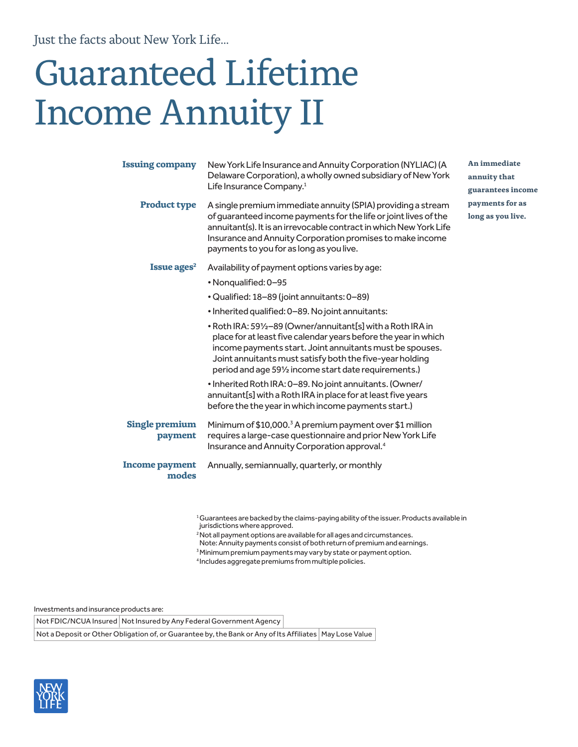Just the facts about New York Life...

# Guaranteed Lifetime Income Annuity II

**An immediate annuity that guarantees income payments for as long as you live.**

**Issuing company**

New York Life Insurance and Annuity Corporation (NYLIAC) (A Delaware Corporation), a wholly owned subsidiary of New York Life Insurance Company.[1]

**Product type**

A single premium immediate annuity (SPIA) providing a stream of guaranteed income payments for the life or joint lives of the annuitant(s). It is an irrevocable contract in which New York Life Insurance and Annuity Corporation promises to make income payments to you for as long as you live.

**Issue ages[2]**

Availability of payment options varies by age:

- Nonqualified: 0–95
- Qualified: 18–89 (joint annuitants: 0–89)
- Inherited qualified: 0–89. No joint annuitants:
- Roth IRA: 59½–89 (Owner/annuitant[s] with a Roth IRA in place for at least five calendar years before the year in which income payments start. Joint annuitants must be spouses. Joint annuitants must satisfy both the five-year holding period and age 59½ income start date requirements.)
- Inherited Roth IRA: 0–89. No joint annuitants. (Owner/annuitant[s] with a Roth IRA in place for at least five years before the the year in which income payments start.)

**Single premium payment**

Minimum of $10,000.[3] A premium payment over $1 million requires a large-case questionnaire and prior New York Life Insurance and Annuity Corporation approval.[4]

**Income payment modes**

Annually, semiannually, quarterly, or monthly

[1] Guarantees are backed by the claims-paying ability of the issuer. Products available in jurisdictions where approved.
[2] Not all payment options are available for all ages and circumstances.
Note: Annuity payments consist of both return of premium and earnings.
[3] Minimum premium payments may vary by state or payment option.
[4] Includes aggregate premiums from multiple policies.

Investments and insurance products are:

| Not FDIC/NCUA Insured | Not Insured by Any Federal Government Agency |
| --- | --- |
| Not a Deposit or Other Obligation of, or Guarantee by, the Bank or Any of Its Affiliates | May Lose Value |

NEW YORK LIFE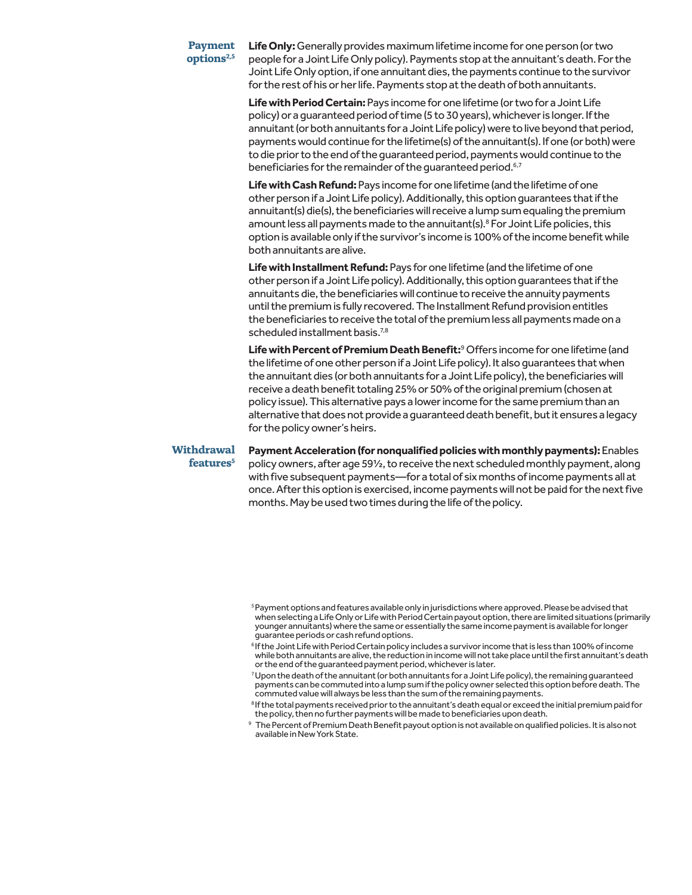## Payment options[2,5]

**Life Only:** Generally provides maximum lifetime income for one person (or two people for a Joint Life Only policy). Payments stop at the annuitant's death. For the Joint Life Only option, if one annuitant dies, the payments continue to the survivor for the rest of his or her life. Payments stop at the death of both annuitants.

**Life with Period Certain:** Pays income for one lifetime (or two for a Joint Life policy) or a guaranteed period of time (5 to 30 years), whichever is longer. If the annuitant (or both annuitants for a Joint Life policy) were to live beyond that period, payments would continue for the lifetime(s) of the annuitant(s). If one (or both) were to die prior to the end of the guaranteed period, payments would continue to the beneficiaries for the remainder of the guaranteed period.[6,7]

**Life with Cash Refund:** Pays income for one lifetime (and the lifetime of one other person if a Joint Life policy). Additionally, this option guarantees that if the annuitant(s) die(s), the beneficiaries will receive a lump sum equaling the premium amount less all payments made to the annuitant(s).[8] For Joint Life policies, this option is available only if the survivor's income is 100% of the income benefit while both annuitants are alive.

**Life with Installment Refund:** Pays for one lifetime (and the lifetime of one other person if a Joint Life policy). Additionally, this option guarantees that if the annuitants die, the beneficiaries will continue to receive the annuity payments until the premium is fully recovered. The Installment Refund provision entitles the beneficiaries to receive the total of the premium less all payments made on a scheduled installment basis.[7,8]

**Life with Percent of Premium Death Benefit:**[9] Offers income for one lifetime (and the lifetime of one other person if a Joint Life policy). It also guarantees that when the annuitant dies (or both annuitants for a Joint Life policy), the beneficiaries will receive a death benefit totaling 25% or 50% of the original premium (chosen at policy issue). This alternative pays a lower income for the same premium than an alternative that does not provide a guaranteed death benefit, but it ensures a legacy for the policy owner's heirs.

## Withdrawal features[5]

**Payment Acceleration (for nonqualified policies with monthly payments):** Enables policy owners, after age 59½, to receive the next scheduled monthly payment, along with five subsequent payments—for a total of six months of income payments all at once. After this option is exercised, income payments will not be paid for the next five months. May be used two times during the life of the policy.

[5] Payment options and features available only in jurisdictions where approved. Please be advised that when selecting a Life Only or Life with Period Certain payout option, there are limited situations (primarily younger annuitants) where the same or essentially the same income payment is available for longer guarantee periods or cash refund options.

[6] If the Joint Life with Period Certain policy includes a survivor income that is less than 100% of income while both annuitants are alive, the reduction in income will not take place until the first annuitant's death or the end of the guaranteed payment period, whichever is later.

[7] Upon the death of the annuitant (or both annuitants for a Joint Life policy), the remaining guaranteed payments can be commuted into a lump sum if the policy owner selected this option before death. The commuted value will always be less than the sum of the remaining payments.

[8] If the total payments received prior to the annuitant's death equal or exceed the initial premium paid for the policy, then no further payments will be made to beneficiaries upon death.

[9] The Percent of Premium Death Benefit payout option is not available on qualified policies. It is also not available in New York State.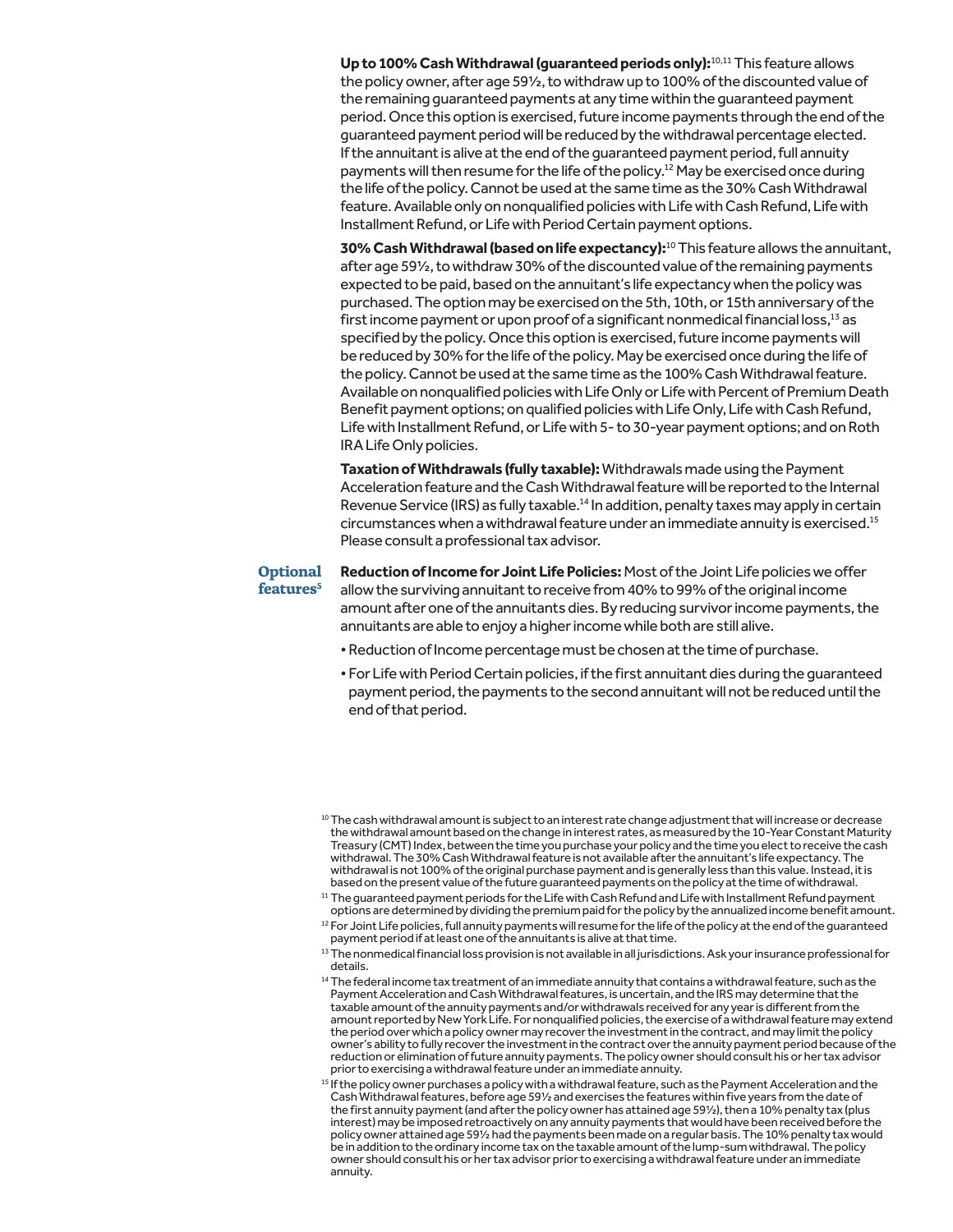**Up to 100% Cash Withdrawal (guaranteed periods only):**[10,11] This feature allows the policy owner, after age 59½, to withdraw up to 100% of the discounted value of the remaining guaranteed payments at any time within the guaranteed payment period. Once this option is exercised, future income payments through the end of the guaranteed payment period will be reduced by the withdrawal percentage elected. If the annuitant is alive at the end of the guaranteed payment period, full annuity payments will then resume for the life of the policy.[12] May be exercised once during the life of the policy. Cannot be used at the same time as the 30% Cash Withdrawal feature. Available only on nonqualified policies with Life with Cash Refund, Life with Installment Refund, or Life with Period Certain payment options.

**30% Cash Withdrawal (based on life expectancy):**[10] This feature allows the annuitant, after age 59½, to withdraw 30% of the discounted value of the remaining payments expected to be paid, based on the annuitant's life expectancy when the policy was purchased. The option may be exercised on the 5th, 10th, or 15th anniversary of the first income payment or upon proof of a significant nonmedical financial loss,[13] as specified by the policy. Once this option is exercised, future income payments will be reduced by 30% for the life of the policy. May be exercised once during the life of the policy. Cannot be used at the same time as the 100% Cash Withdrawal feature. Available on nonqualified policies with Life Only or Life with Percent of Premium Death Benefit payment options; on qualified policies with Life Only, Life with Cash Refund, Life with Installment Refund, or Life with 5- to 30-year payment options; and on Roth IRA Life Only policies.

**Taxation of Withdrawals (fully taxable):** Withdrawals made using the Payment Acceleration feature and the Cash Withdrawal feature will be reported to the Internal Revenue Service (IRS) as fully taxable.[14] In addition, penalty taxes may apply in certain circumstances when a withdrawal feature under an immediate annuity is exercised.[15] Please consult a professional tax advisor.

## Optional features[5]

**Reduction of Income for Joint Life Policies:** Most of the Joint Life policies we offer allow the surviving annuitant to receive from 40% to 99% of the original income amount after one of the annuitants dies. By reducing survivor income payments, the annuitants are able to enjoy a higher income while both are still alive.

- Reduction of Income percentage must be chosen at the time of purchase.
- For Life with Period Certain policies, if the first annuitant dies during the guaranteed payment period, the payments to the second annuitant will not be reduced until the end of that period.

[10] The cash withdrawal amount is subject to an interest rate change adjustment that will increase or decrease the withdrawal amount based on the change in interest rates, as measured by the 10-Year Constant Maturity Treasury (CMT) Index, between the time you purchase your policy and the time you elect to receive the cash withdrawal. The 30% Cash Withdrawal feature is not available after the annuitant's life expectancy. The withdrawal is not 100% of the original purchase payment and is generally less than this value. Instead, it is based on the present value of the future guaranteed payments on the policy at the time of withdrawal.

[11] The guaranteed payment periods for the Life with Cash Refund and Life with Installment Refund payment options are determined by dividing the premium paid for the policy by the annualized income benefit amount.

[12] For Joint Life policies, full annuity payments will resume for the life of the policy at the end of the guaranteed payment period if at least one of the annuitants is alive at that time.

[13] The nonmedical financial loss provision is not available in all jurisdictions. Ask your insurance professional for details.

[14] The federal income tax treatment of an immediate annuity that contains a withdrawal feature, such as the Payment Acceleration and Cash Withdrawal features, is uncertain, and the IRS may determine that the taxable amount of the annuity payments and/or withdrawals received for any year is different from the amount reported by New York Life. For nonqualified policies, the exercise of a withdrawal feature may extend the period over which a policy owner may recover the investment in the contract, and may limit the policy owner's ability to fully recover the investment in the contract over the annuity payment period because of the reduction or elimination of future annuity payments. The policy owner should consult his or her tax advisor prior to exercising a withdrawal feature under an immediate annuity.

[15] If the policy owner purchases a policy with a withdrawal feature, such as the Payment Acceleration and the Cash Withdrawal features, before age 59½ and exercises the features within five years from the date of the first annuity payment (and after the policy owner has attained age 59½), then a 10% penalty tax (plus interest) may be imposed retroactively on any annuity payments that would have been received before the policy owner attained age 59½ had the payments been made on a regular basis. The 10% penalty tax would be in addition to the ordinary income tax on the taxable amount of the lump-sum withdrawal. The policy owner should consult his or her tax advisor prior to exercising a withdrawal feature under an immediate annuity.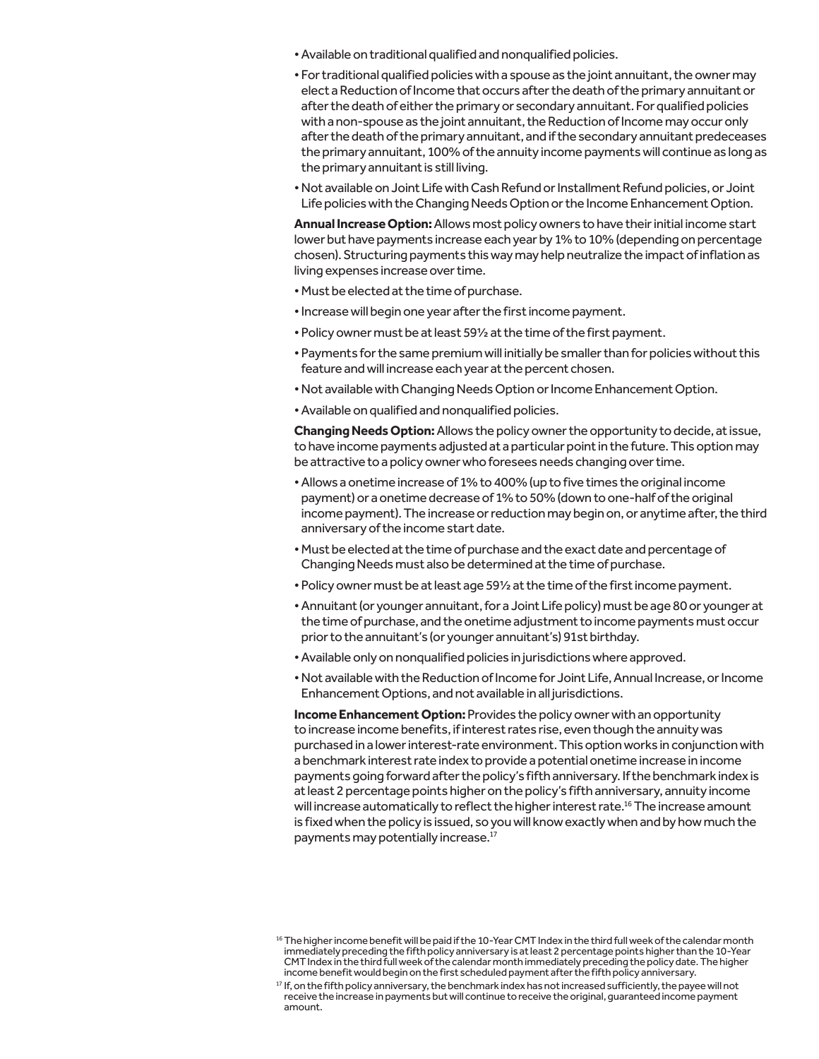- Available on traditional qualified and nonqualified policies.
- For traditional qualified policies with a spouse as the joint annuitant, the owner may elect a Reduction of Income that occurs after the death of the primary annuitant or after the death of either the primary or secondary annuitant. For qualified policies with a non-spouse as the joint annuitant, the Reduction of Income may occur only after the death of the primary annuitant, and if the secondary annuitant predeceases the primary annuitant, 100% of the annuity income payments will continue as long as the primary annuitant is still living.
- Not available on Joint Life with Cash Refund or Installment Refund policies, or Joint Life policies with the Changing Needs Option or the Income Enhancement Option.

**Annual Increase Option:** Allows most policy owners to have their initial income start lower but have payments increase each year by 1% to 10% (depending on percentage chosen). Structuring payments this way may help neutralize the impact of inflation as living expenses increase over time.

- Must be elected at the time of purchase.
- Increase will begin one year after the first income payment.
- Policy owner must be at least 59½ at the time of the first payment.
- Payments for the same premium will initially be smaller than for policies without this feature and will increase each year at the percent chosen.
- Not available with Changing Needs Option or Income Enhancement Option.
- Available on qualified and nonqualified policies.

**Changing Needs Option:** Allows the policy owner the opportunity to decide, at issue, to have income payments adjusted at a particular point in the future. This option may be attractive to a policy owner who foresees needs changing over time.

- Allows a onetime increase of 1% to 400% (up to five times the original income payment) or a onetime decrease of 1% to 50% (down to one-half of the original income payment). The increase or reduction may begin on, or anytime after, the third anniversary of the income start date.
- Must be elected at the time of purchase and the exact date and percentage of Changing Needs must also be determined at the time of purchase.
- Policy owner must be at least age 59½ at the time of the first income payment.
- Annuitant (or younger annuitant, for a Joint Life policy) must be age 80 or younger at the time of purchase, and the onetime adjustment to income payments must occur prior to the annuitant's (or younger annuitant's) 91st birthday.
- Available only on nonqualified policies in jurisdictions where approved.
- Not available with the Reduction of Income for Joint Life, Annual Increase, or Income Enhancement Options, and not available in all jurisdictions.

**Income Enhancement Option:** Provides the policy owner with an opportunity to increase income benefits, if interest rates rise, even though the annuity was purchased in a lower interest-rate environment. This option works in conjunction with a benchmark interest rate index to provide a potential onetime increase in income payments going forward after the policy's fifth anniversary. If the benchmark index is at least 2 percentage points higher on the policy's fifth anniversary, annuity income will increase automatically to reflect the higher interest rate.[16] The increase amount is fixed when the policy is issued, so you will know exactly when and by how much the payments may potentially increase.[17]

[16] The higher income benefit will be paid if the 10-Year CMT Index in the third full week of the calendar month immediately preceding the fifth policy anniversary is at least 2 percentage points higher than the 10-Year CMT Index in the third full week of the calendar month immediately preceding the policy date. The higher income benefit would begin on the first scheduled payment after the fifth policy anniversary.

[17] If, on the fifth policy anniversary, the benchmark index has not increased sufficiently, the payee will not receive the increase in payments but will continue to receive the original, guaranteed income payment amount.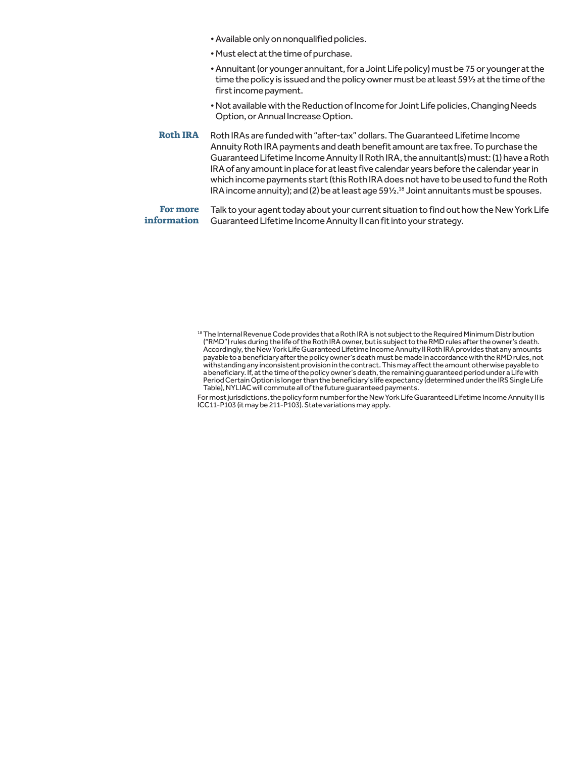- Available only on nonqualified policies.
- Must elect at the time of purchase.
- Annuitant (or younger annuitant, for a Joint Life policy) must be 75 or younger at the time the policy is issued and the policy owner must be at least 59½ at the time of the first income payment.
- Not available with the Reduction of Income for Joint Life policies, Changing Needs Option, or Annual Increase Option.

**Roth IRA**

Roth IRAs are funded with "after-tax" dollars. The Guaranteed Lifetime Income Annuity Roth IRA payments and death benefit amount are tax free. To purchase the Guaranteed Lifetime Income Annuity II Roth IRA, the annuitant(s) must: (1) have a Roth IRA of any amount in place for at least five calendar years before the calendar year in which income payments start (this Roth IRA does not have to be used to fund the Roth IRA income annuity); and (2) be at least age 59½.[18] Joint annuitants must be spouses.

**For more information**

Talk to your agent today about your current situation to find out how the New York Life Guaranteed Lifetime Income Annuity II can fit into your strategy.

[18] The Internal Revenue Code provides that a Roth IRA is not subject to the Required Minimum Distribution ("RMD") rules during the life of the Roth IRA owner, but is subject to the RMD rules after the owner's death. Accordingly, the New York Life Guaranteed Lifetime Income Annuity II Roth IRA provides that any amounts payable to a beneficiary after the policy owner's death must be made in accordance with the RMD rules, not withstanding any inconsistent provision in the contract. This may affect the amount otherwise payable to a beneficiary. If, at the time of the policy owner's death, the remaining guaranteed period under a Life with Period Certain Option is longer than the beneficiary's life expectancy (determined under the IRS Single Life Table), NYLIAC will commute all of the future guaranteed payments.

For most jurisdictions, the policy form number for the New York Life Guaranteed Lifetime Income Annuity II is ICC11-P103 (it may be 211-P103). State variations may apply.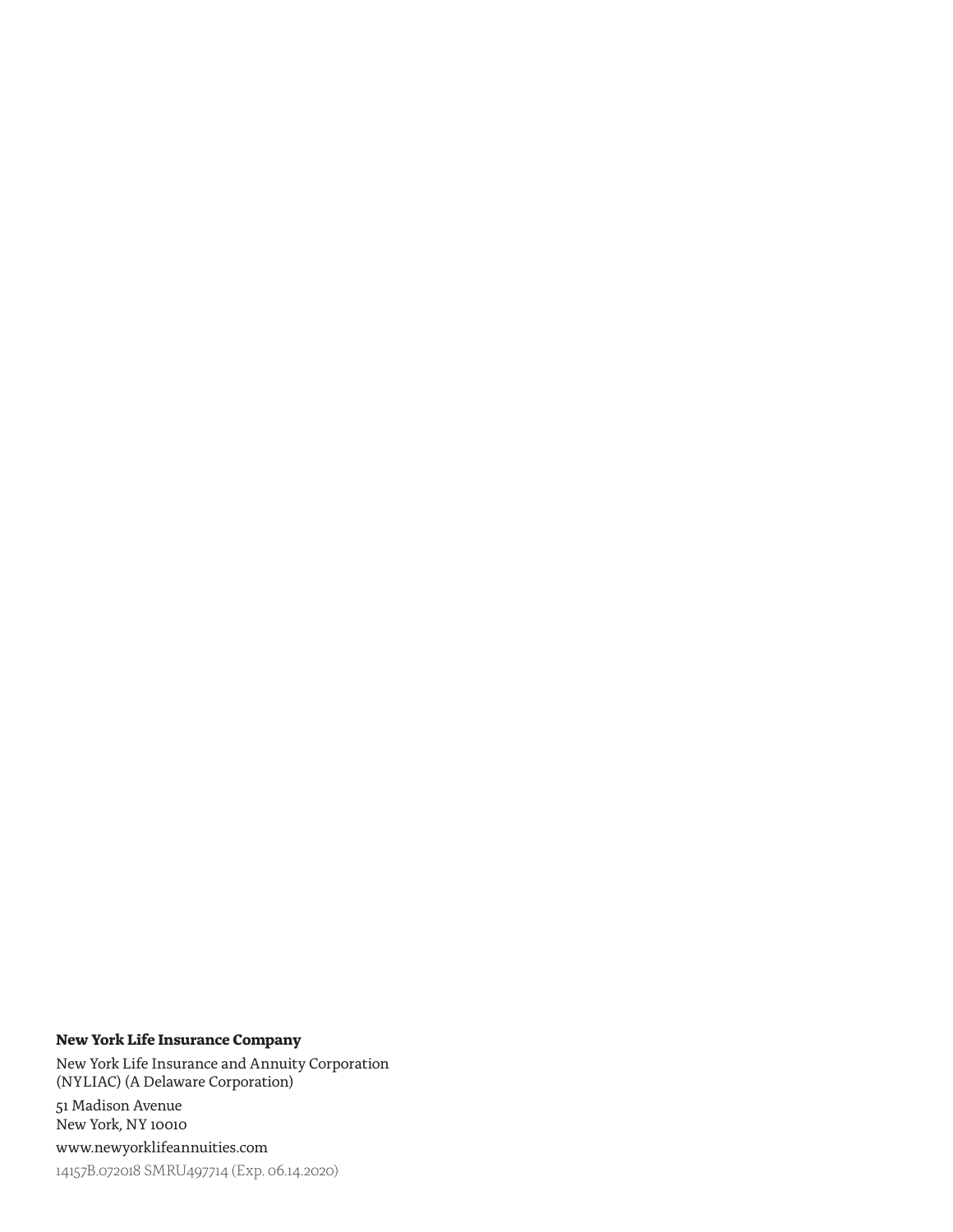**New York Life Insurance Company**

New York Life Insurance and Annuity Corporation
(NYLIAC) (A Delaware Corporation)

51 Madison Avenue
New York, NY 10010

www.newyorklifeannuities.com

14157B.072018 SMRU497714 (Exp. 06.14.2020)